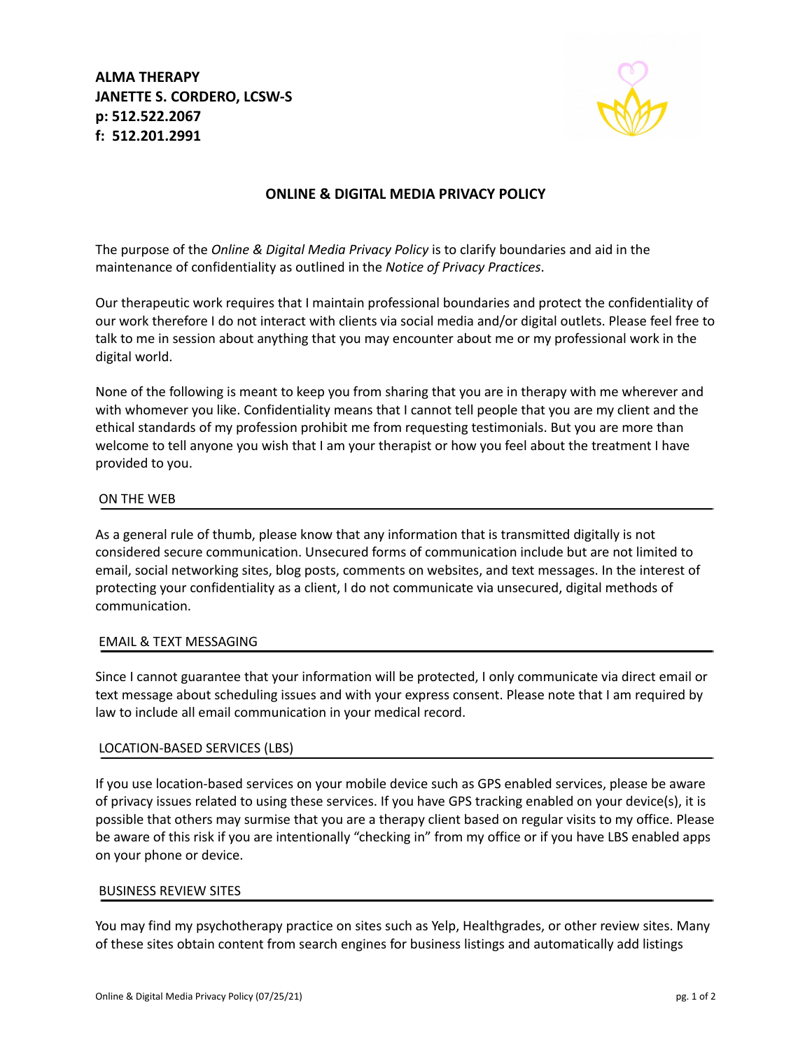**ALMA THERAPY**
**JANETTE S. CORDERO, LCSW-S**
**p: 512.522.2067**
**f: 512.201.2991**

# ONLINE & DIGITAL MEDIA PRIVACY POLICY

The purpose of the *Online & Digital Media Privacy Policy* is to clarify boundaries and aid in the maintenance of confidentiality as outlined in the *Notice of Privacy Practices*.

Our therapeutic work requires that I maintain professional boundaries and protect the confidentiality of our work therefore I do not interact with clients via social media and/or digital outlets. Please feel free to talk to me in session about anything that you may encounter about me or my professional work in the digital world.

None of the following is meant to keep you from sharing that you are in therapy with me wherever and with whomever you like. Confidentiality means that I cannot tell people that you are my client and the ethical standards of my profession prohibit me from requesting testimonials. But you are more than welcome to tell anyone you wish that I am your therapist or how you feel about the treatment I have provided to you.

## ON THE WEB

As a general rule of thumb, please know that any information that is transmitted digitally is not considered secure communication. Unsecured forms of communication include but are not limited to email, social networking sites, blog posts, comments on websites, and text messages. In the interest of protecting your confidentiality as a client, I do not communicate via unsecured, digital methods of communication.

## EMAIL & TEXT MESSAGING

Since I cannot guarantee that your information will be protected, I only communicate via direct email or text message about scheduling issues and with your express consent. Please note that I am required by law to include all email communication in your medical record.

## LOCATION-BASED SERVICES (LBS)

If you use location-based services on your mobile device such as GPS enabled services, please be aware of privacy issues related to using these services. If you have GPS tracking enabled on your device(s), it is possible that others may surmise that you are a therapy client based on regular visits to my office. Please be aware of this risk if you are intentionally "checking in" from my office or if you have LBS enabled apps on your phone or device.

## BUSINESS REVIEW SITES

You may find my psychotherapy practice on sites such as Yelp, Healthgrades, or other review sites. Many of these sites obtain content from search engines for business listings and automatically add listings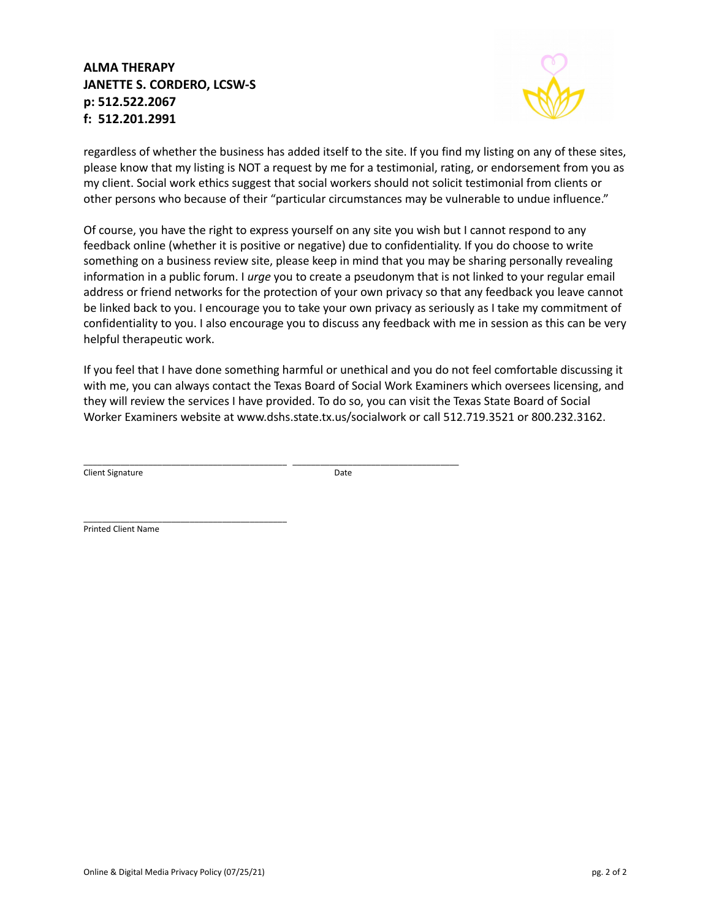**ALMA THERAPY**
**JANETTE S. CORDERO, LCSW-S**
**p: 512.522.2067**
**f: 512.201.2991**

regardless of whether the business has added itself to the site. If you find my listing on any of these sites, please know that my listing is NOT a request by me for a testimonial, rating, or endorsement from you as my client. Social work ethics suggest that social workers should not solicit testimonial from clients or other persons who because of their "particular circumstances may be vulnerable to undue influence."

Of course, you have the right to express yourself on any site you wish but I cannot respond to any feedback online (whether it is positive or negative) due to confidentiality. If you do choose to write something on a business review site, please keep in mind that you may be sharing personally revealing information in a public forum. I *urge* you to create a pseudonym that is not linked to your regular email address or friend networks for the protection of your own privacy so that any feedback you leave cannot be linked back to you. I encourage you to take your own privacy as seriously as I take my commitment of confidentiality to you. I also encourage you to discuss any feedback with me in session as this can be very helpful therapeutic work.

If you feel that I have done something harmful or unethical and you do not feel comfortable discussing it with me, you can always contact the Texas Board of Social Work Examiners which oversees licensing, and they will review the services I have provided. To do so, you can visit the Texas State Board of Social Worker Examiners website at www.dshs.state.tx.us/socialwork or call 512.719.3521 or 800.232.3162.

\_\_\_\_\_\_\_\_\_\_\_\_\_\_\_\_\_\_\_\_\_\_\_\_\_\_\_\_\_\_\_\_\_\_\_\_\_\_ \_\_\_\_\_\_\_\_\_\_\_\_\_\_\_\_\_\_\_\_\_\_\_\_\_\_\_\_\_\_\_
Client Signature Date

\_\_\_\_\_\_\_\_\_\_\_\_\_\_\_\_\_\_\_\_\_\_\_\_\_\_\_\_\_\_\_\_\_\_\_\_\_\_
Printed Client Name